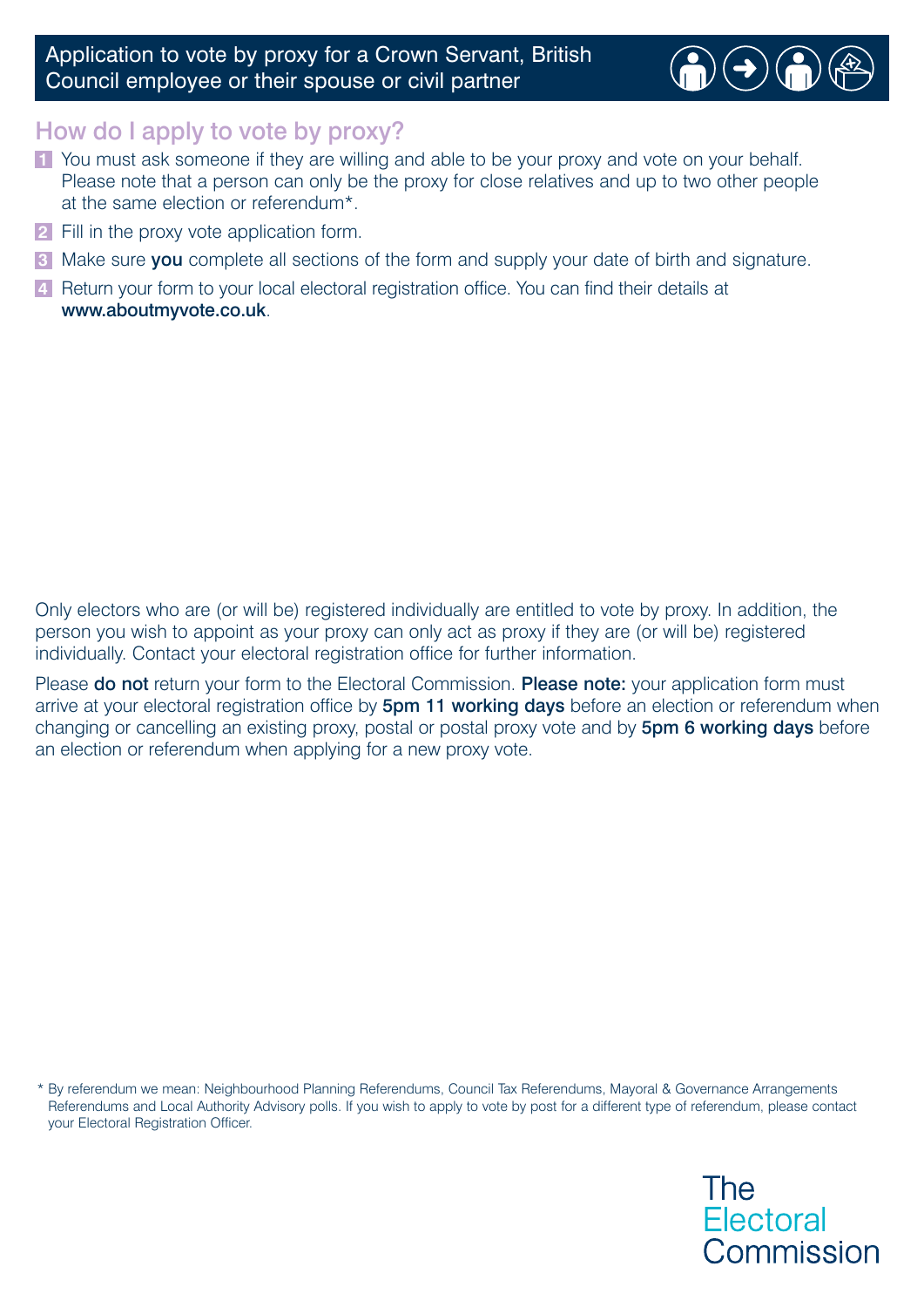# Application to vote by proxy for a Crown Servant, British Council employee or their spouse or civil partner

## How do I apply to vote by proxy?

1. You must ask someone if they are willing and able to be your proxy and vote on your behalf. Please note that a person can only be the proxy for close relatives and up to two other people at the same election or referendum*.
2. Fill in the proxy vote application form.
3. Make sure **you** complete all sections of the form and supply your date of birth and signature.
4. Return your form to your local electoral registration office. You can find their details at **www.aboutmyvote.co.uk**.

Only electors who are (or will be) registered individually are entitled to vote by proxy. In addition, the person you wish to appoint as your proxy can only act as proxy if they are (or will be) registered individually. Contact your electoral registration office for further information.

Please **do not** return your form to the Electoral Commission. **Please note:** your application form must arrive at your electoral registration office by **5pm 11 working days** before an election or referendum when changing or cancelling an existing proxy, postal or postal proxy vote and by **5pm 6 working days** before an election or referendum when applying for a new proxy vote.

* By referendum we mean: Neighbourhood Planning Referendums, Council Tax Referendums, Mayoral & Governance Arrangements Referendums and Local Authority Advisory polls. If you wish to apply to vote by post for a different type of referendum, please contact your Electoral Registration Officer.

The Electoral Commission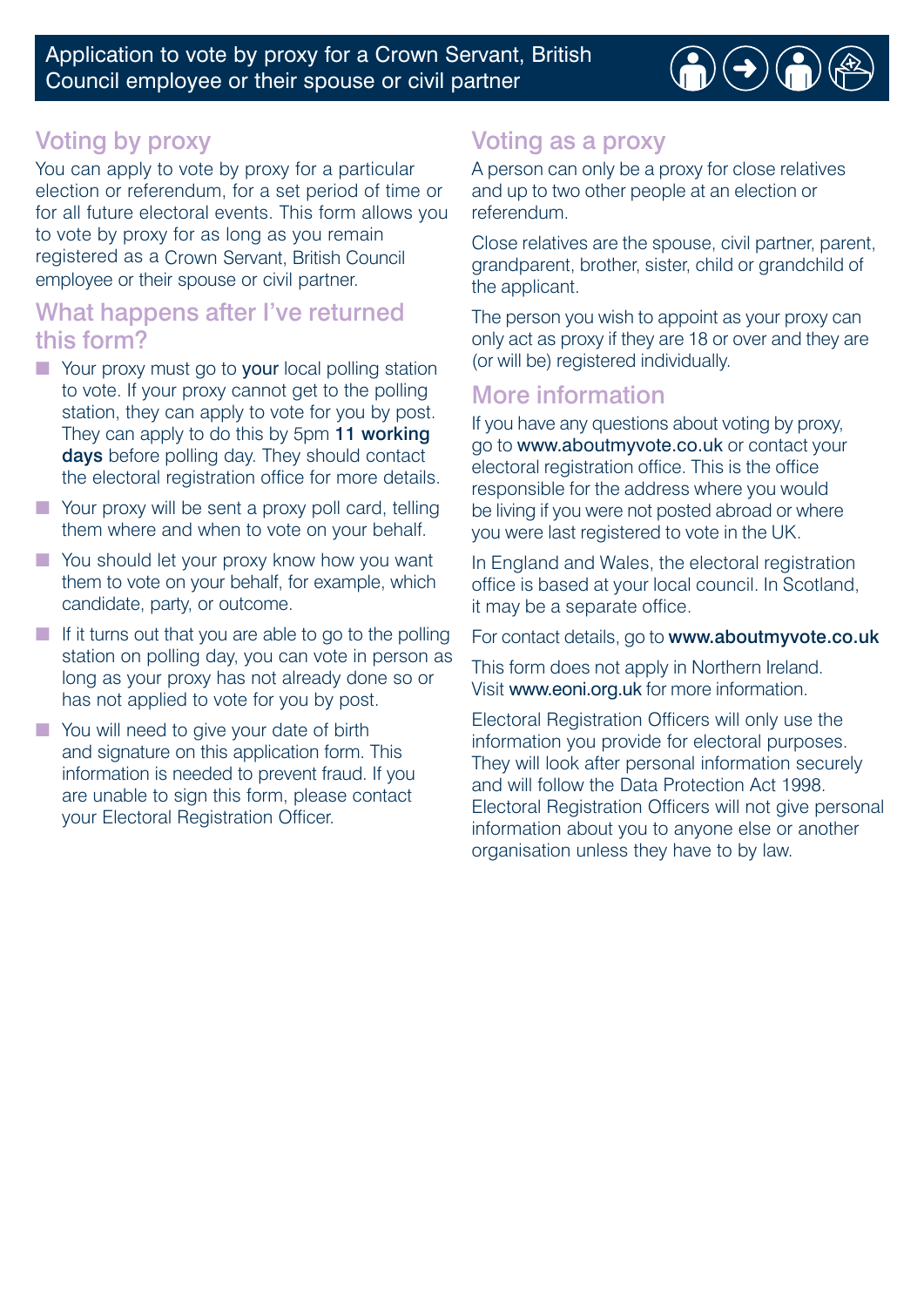Application to vote by proxy for a Crown Servant, British Council employee or their spouse or civil partner

## Voting by proxy

You can apply to vote by proxy for a particular election or referendum, for a set period of time or for all future electoral events. This form allows you to vote by proxy for as long as you remain registered as a Crown Servant, British Council employee or their spouse or civil partner.

## What happens after I've returned this form?

- Your proxy must go to **your** local polling station to vote. If your proxy cannot get to the polling station, they can apply to vote for you by post. They can apply to do this by 5pm **11 working days** before polling day. They should contact the electoral registration office for more details.
- Your proxy will be sent a proxy poll card, telling them where and when to vote on your behalf.
- You should let your proxy know how you want them to vote on your behalf, for example, which candidate, party, or outcome.
- If it turns out that you are able to go to the polling station on polling day, you can vote in person as long as your proxy has not already done so or has not applied to vote for you by post.
- You will need to give your date of birth and signature on this application form. This information is needed to prevent fraud. If you are unable to sign this form, please contact your Electoral Registration Officer.

## Voting as a proxy

A person can only be a proxy for close relatives and up to two other people at an election or referendum.

Close relatives are the spouse, civil partner, parent, grandparent, brother, sister, child or grandchild of the applicant.

The person you wish to appoint as your proxy can only act as proxy if they are 18 or over and they are (or will be) registered individually.

## More information

If you have any questions about voting by proxy, go to www.aboutmyvote.co.uk or contact your electoral registration office. This is the office responsible for the address where you would be living if you were not posted abroad or where you were last registered to vote in the UK.

In England and Wales, the electoral registration office is based at your local council. In Scotland, it may be a separate office.

For contact details, go to **www.aboutmyvote.co.uk**

This form does not apply in Northern Ireland. Visit www.eoni.org.uk for more information.

Electoral Registration Officers will only use the information you provide for electoral purposes. They will look after personal information securely and will follow the Data Protection Act 1998. Electoral Registration Officers will not give personal information about you to anyone else or another organisation unless they have to by law.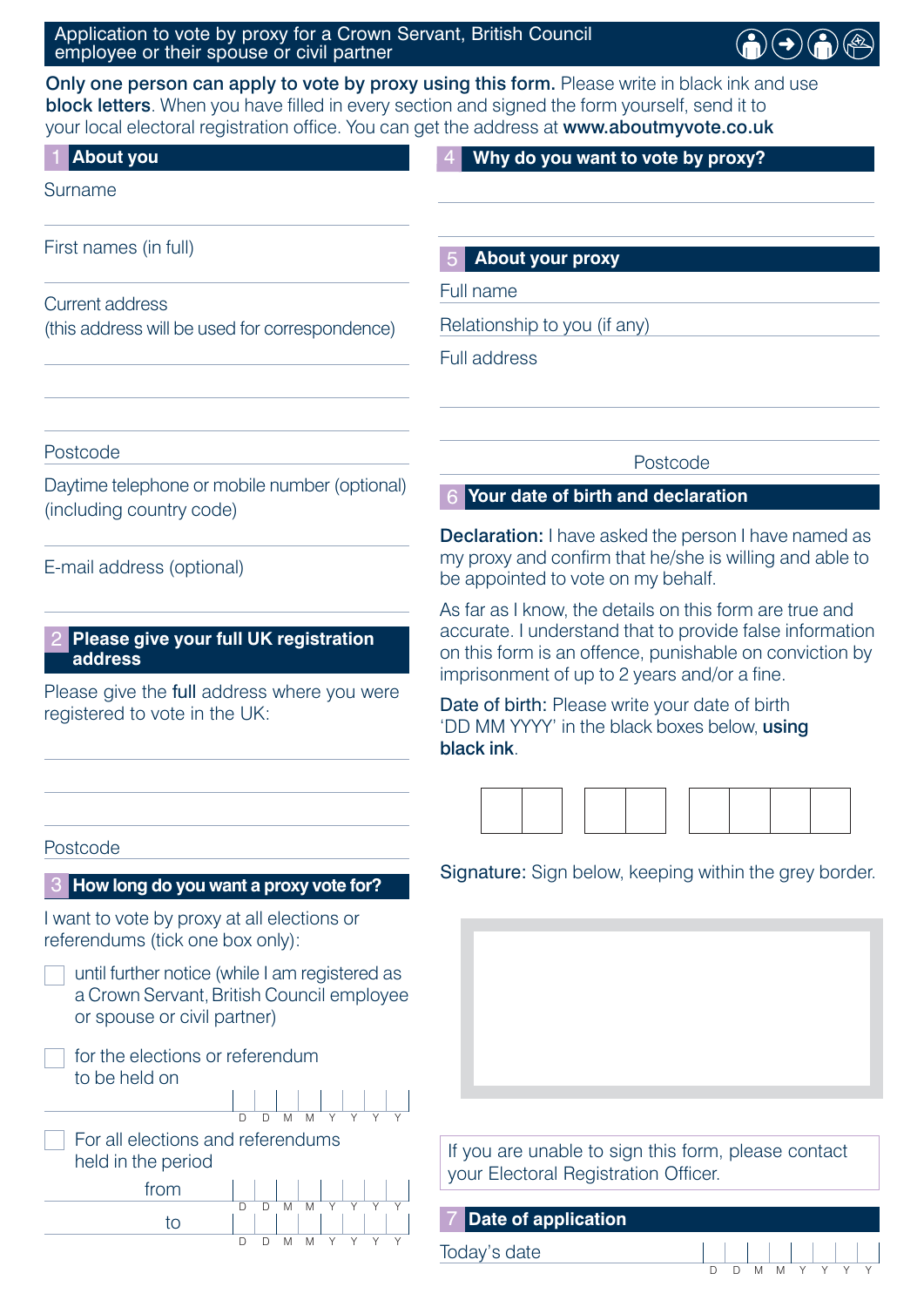# Application to vote by proxy for a Crown Servant, British Council employee or their spouse or civil partner

**Only one person can apply to vote by proxy using this form.** Please write in black ink and use **block letters**. When you have filled in every section and signed the form yourself, send it to your local electoral registration office. You can get the address at **www.aboutmyvote.co.uk**

## 1 About you

Surname

First names (in full)

Current address
(this address will be used for correspondence)

Postcode

Daytime telephone or mobile number (optional)
(including country code)

E-mail address (optional)

## 2 Please give your full UK registration address

Please give the **full** address where you were registered to vote in the UK:

Postcode

## 3 How long do you want a proxy vote for?

I want to vote by proxy at all elections or referendums (tick one box only):

- ☐ until further notice (while I am registered as a Crown Servant, British Council employee or spouse or civil partner)
- ☐ for the elections or referendum to be held on D D M M Y Y Y Y
- ☐ For all elections and referendums held in the period
  from D D M M Y Y Y Y
  to D D M M Y Y Y Y

## 4 Why do you want to vote by proxy?

## 5 About your proxy

Full name

Relationship to you (if any)

Full address

Postcode

## 6 Your date of birth and declaration

**Declaration:** I have asked the person I have named as my proxy and confirm that he/she is willing and able to be appointed to vote on my behalf.

As far as I know, the details on this form are true and accurate. I understand that to provide false information on this form is an offence, punishable on conviction by imprisonment of up to 2 years and/or a fine.

**Date of birth:** Please write your date of birth 'DD MM YYYY' in the black boxes below, **using black ink**.

**Signature:** Sign below, keeping within the grey border.

If you are unable to sign this form, please contact your Electoral Registration Officer.

## 7 Date of application

Today's date D D M M Y Y Y Y